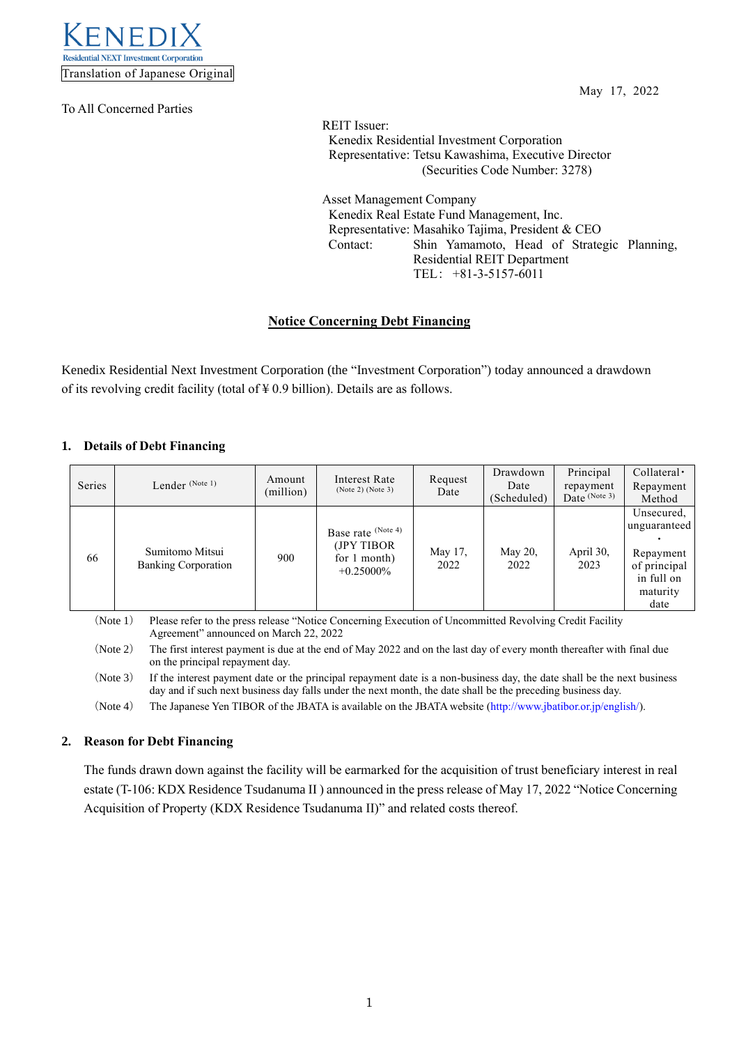KENEDIX
Residential NEXT Investment Corporation

Translation of Japanese Original

May 17, 2022

To All Concerned Parties

REIT Issuer:
Kenedix Residential Investment Corporation
Representative: Tetsu Kawashima, Executive Director
(Securities Code Number: 3278)

Asset Management Company
Kenedix Real Estate Fund Management, Inc.
Representative: Masahiko Tajima, President & CEO
Contact: Shin Yamamoto, Head of Strategic Planning, Residential REIT Department
TEL: +81-3-5157-6011

## Notice Concerning Debt Financing

Kenedix Residential Next Investment Corporation (the "Investment Corporation") today announced a drawdown of its revolving credit facility (total of ¥ 0.9 billion). Details are as follows.

### 1. Details of Debt Financing

| Series | Lender (Note 1) | Amount (million) | Interest Rate (Note 2) (Note 3) | Request Date | Drawdown Date (Scheduled) | Principal repayment Date (Note 3) | Collateral・Repayment Method |
|---|---|---|---|---|---|---|---|
| 66 | Sumitomo Mitsui Banking Corporation | 900 | Base rate (Note 4) (JPY TIBOR for 1 month) +0.25000% | May 17, 2022 | May 20, 2022 | April 30, 2023 | Unsecured, unguaranteed・Repayment of principal in full on maturity date |

(Note 1) Please refer to the press release "Notice Concerning Execution of Uncommitted Revolving Credit Facility Agreement" announced on March 22, 2022

(Note 2) The first interest payment is due at the end of May 2022 and on the last day of every month thereafter with final due on the principal repayment day.

(Note 3) If the interest payment date or the principal repayment date is a non-business day, the date shall be the next business day and if such next business day falls under the next month, the date shall be the preceding business day.

(Note 4) The Japanese Yen TIBOR of the JBATA is available on the JBATA website (http://www.jbatibor.or.jp/english/).

### 2. Reason for Debt Financing

The funds drawn down against the facility will be earmarked for the acquisition of trust beneficiary interest in real estate (T-106: KDX Residence Tsudanuma II ) announced in the press release of May 17, 2022 "Notice Concerning Acquisition of Property (KDX Residence Tsudanuma II)" and related costs thereof.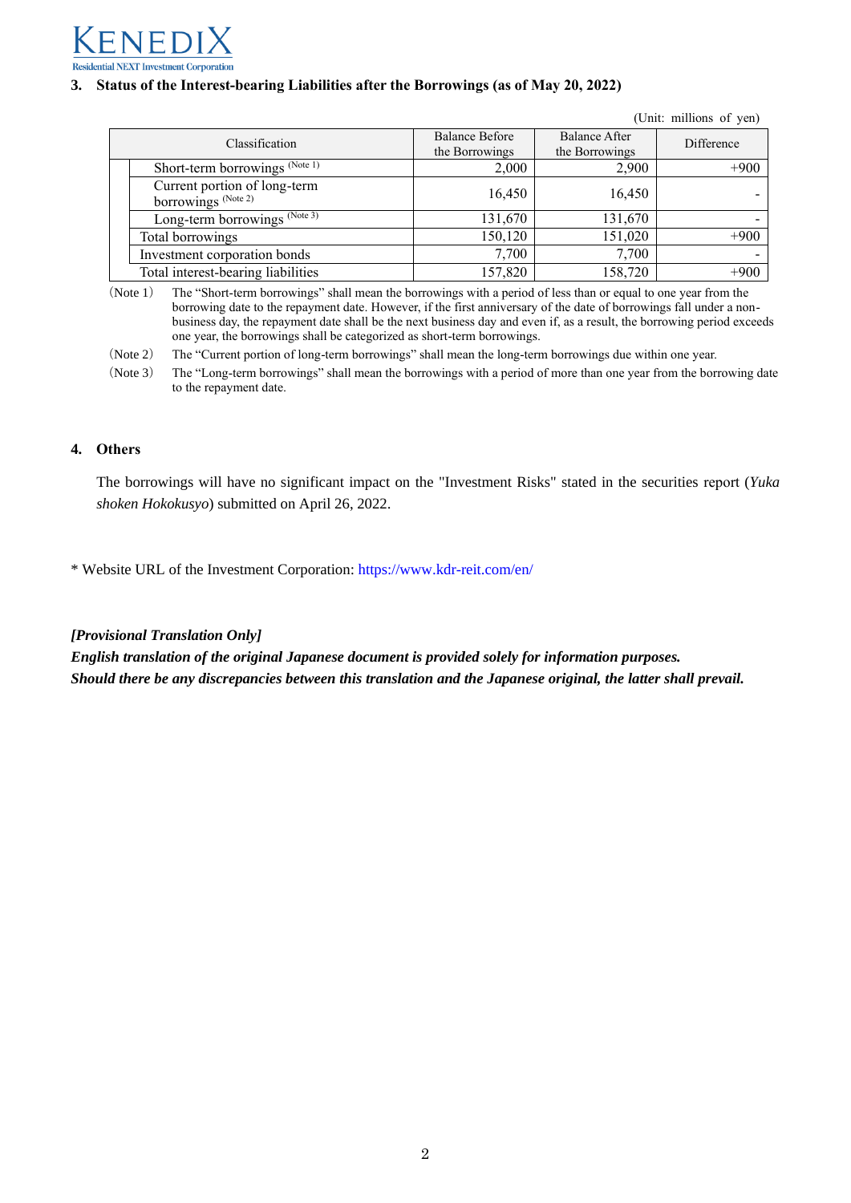### 3. Status of the Interest-bearing Liabilities after the Borrowings (as of May 20, 2022)

(Unit: millions of yen)

| Classification | Balance Before the Borrowings | Balance After the Borrowings | Difference |
|---|---|---|---|
| Short-term borrowings (Note 1) | 2,000 | 2,900 | +900 |
| Current portion of long-term borrowings (Note 2) | 16,450 | 16,450 | - |
| Long-term borrowings (Note 3) | 131,670 | 131,670 | - |
| Total borrowings | 150,120 | 151,020 | +900 |
| Investment corporation bonds | 7,700 | 7,700 | - |
| Total interest-bearing liabilities | 157,820 | 158,720 | +900 |

(Note 1) The "Short-term borrowings" shall mean the borrowings with a period of less than or equal to one year from the borrowing date to the repayment date. However, if the first anniversary of the date of borrowings fall under a non-business day, the repayment date shall be the next business day and even if, as a result, the borrowing period exceeds one year, the borrowings shall be categorized as short-term borrowings.

(Note 2) The "Current portion of long-term borrowings" shall mean the long-term borrowings due within one year.

(Note 3) The "Long-term borrowings" shall mean the borrowings with a period of more than one year from the borrowing date to the repayment date.

### 4. Others

The borrowings will have no significant impact on the "Investment Risks" stated in the securities report (*Yuka shoken Hokokusyo*) submitted on April 26, 2022.

* Website URL of the Investment Corporation: https://www.kdr-reit.com/en/

***[Provisional Translation Only]***
***English translation of the original Japanese document is provided solely for information purposes.***
***Should there be any discrepancies between this translation and the Japanese original, the latter shall prevail.***